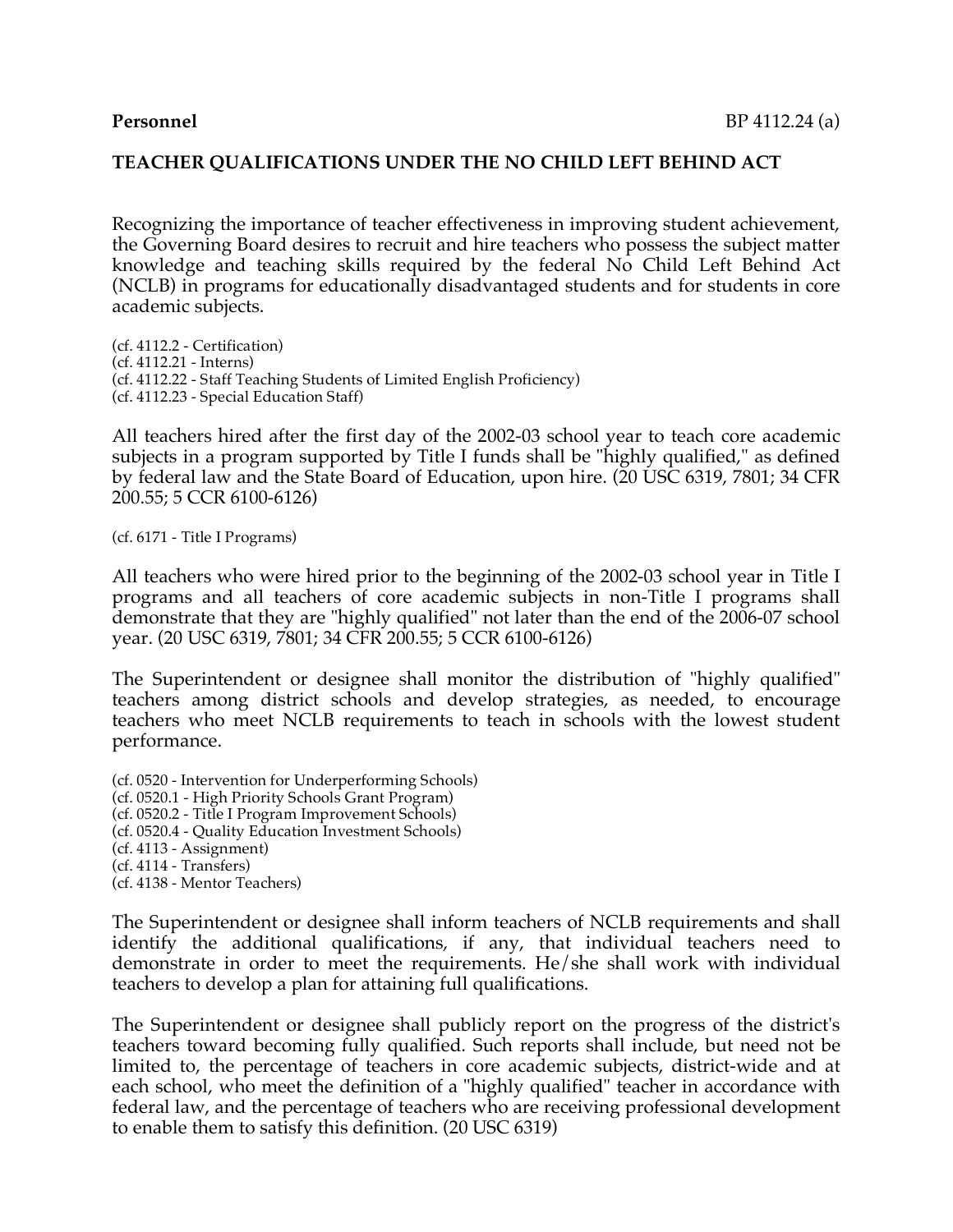**Personnel**

BP 4112.24 (a)

# TEACHER QUALIFICATIONS UNDER THE NO CHILD LEFT BEHIND ACT

Recognizing the importance of teacher effectiveness in improving student achievement, the Governing Board desires to recruit and hire teachers who possess the subject matter knowledge and teaching skills required by the federal No Child Left Behind Act (NCLB) in programs for educationally disadvantaged students and for students in core academic subjects.

(cf. 4112.2 - Certification)
(cf. 4112.21 - Interns)
(cf. 4112.22 - Staff Teaching Students of Limited English Proficiency)
(cf. 4112.23 - Special Education Staff)

All teachers hired after the first day of the 2002-03 school year to teach core academic subjects in a program supported by Title I funds shall be "highly qualified," as defined by federal law and the State Board of Education, upon hire. (20 USC 6319, 7801; 34 CFR 200.55; 5 CCR 6100-6126)

(cf. 6171 - Title I Programs)

All teachers who were hired prior to the beginning of the 2002-03 school year in Title I programs and all teachers of core academic subjects in non-Title I programs shall demonstrate that they are "highly qualified" not later than the end of the 2006-07 school year. (20 USC 6319, 7801; 34 CFR 200.55; 5 CCR 6100-6126)

The Superintendent or designee shall monitor the distribution of "highly qualified" teachers among district schools and develop strategies, as needed, to encourage teachers who meet NCLB requirements to teach in schools with the lowest student performance.

(cf. 0520 - Intervention for Underperforming Schools)
(cf. 0520.1 - High Priority Schools Grant Program)
(cf. 0520.2 - Title I Program Improvement Schools)
(cf. 0520.4 - Quality Education Investment Schools)
(cf. 4113 - Assignment)
(cf. 4114 - Transfers)
(cf. 4138 - Mentor Teachers)

The Superintendent or designee shall inform teachers of NCLB requirements and shall identify the additional qualifications, if any, that individual teachers need to demonstrate in order to meet the requirements. He/she shall work with individual teachers to develop a plan for attaining full qualifications.

The Superintendent or designee shall publicly report on the progress of the district's teachers toward becoming fully qualified. Such reports shall include, but need not be limited to, the percentage of teachers in core academic subjects, district-wide and at each school, who meet the definition of a "highly qualified" teacher in accordance with federal law, and the percentage of teachers who are receiving professional development to enable them to satisfy this definition. (20 USC 6319)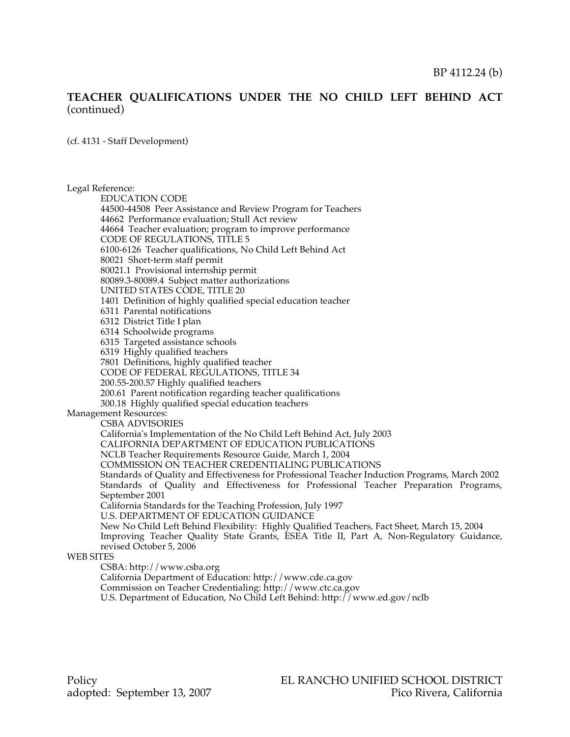BP 4112.24 (b)

**TEACHER QUALIFICATIONS UNDER THE NO CHILD LEFT BEHIND ACT** (continued)

(cf. 4131 - Staff Development)

Legal Reference:

EDUCATION CODE
44500-44508 Peer Assistance and Review Program for Teachers
44662 Performance evaluation; Stull Act review
44664 Teacher evaluation; program to improve performance
CODE OF REGULATIONS, TITLE 5
6100-6126 Teacher qualifications, No Child Left Behind Act
80021 Short-term staff permit
80021.1 Provisional internship permit
80089.3-80089.4 Subject matter authorizations
UNITED STATES CODE, TITLE 20
1401 Definition of highly qualified special education teacher
6311 Parental notifications
6312 District Title I plan
6314 Schoolwide programs
6315 Targeted assistance schools
6319 Highly qualified teachers
7801 Definitions, highly qualified teacher
CODE OF FEDERAL REGULATIONS, TITLE 34
200.55-200.57 Highly qualified teachers
200.61 Parent notification regarding teacher qualifications
300.18 Highly qualified special education teachers

Management Resources:

CSBA ADVISORIES
California's Implementation of the No Child Left Behind Act, July 2003
CALIFORNIA DEPARTMENT OF EDUCATION PUBLICATIONS
NCLB Teacher Requirements Resource Guide, March 1, 2004
COMMISSION ON TEACHER CREDENTIALING PUBLICATIONS
Standards of Quality and Effectiveness for Professional Teacher Induction Programs, March 2002
Standards of Quality and Effectiveness for Professional Teacher Preparation Programs, September 2001
California Standards for the Teaching Profession, July 1997
U.S. DEPARTMENT OF EDUCATION GUIDANCE
New No Child Left Behind Flexibility: Highly Qualified Teachers, Fact Sheet, March 15, 2004
Improving Teacher Quality State Grants, ESEA Title II, Part A, Non-Regulatory Guidance, revised October 5, 2006

WEB SITES

CSBA: http://www.csba.org
California Department of Education: http://www.cde.ca.gov
Commission on Teacher Credentialing: http://www.ctc.ca.gov
U.S. Department of Education, No Child Left Behind: http://www.ed.gov/nclb

Policy
adopted: September 13, 2007

EL RANCHO UNIFIED SCHOOL DISTRICT
Pico Rivera, California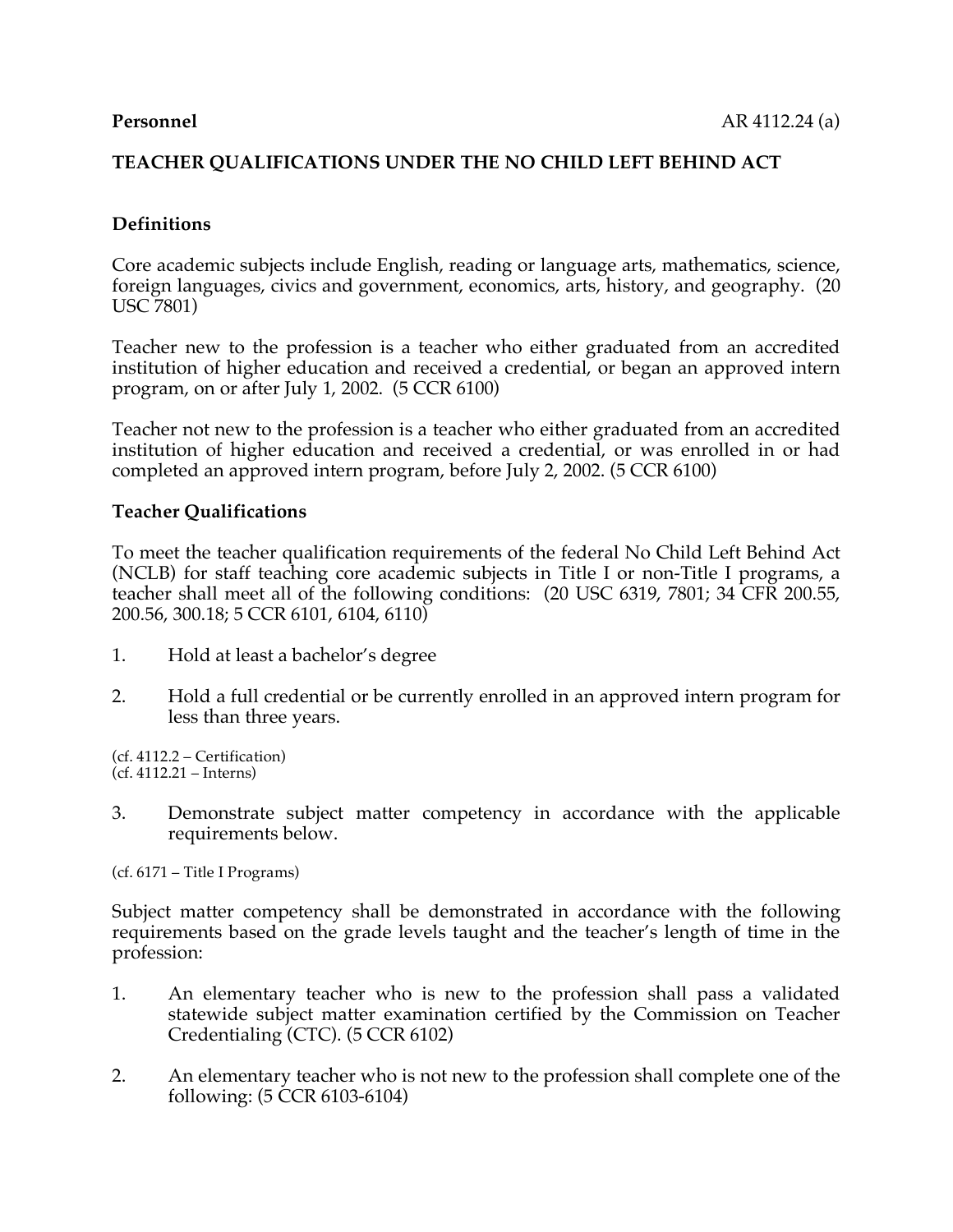**Personnel** AR 4112.24 (a)

**TEACHER QUALIFICATIONS UNDER THE NO CHILD LEFT BEHIND ACT**

**Definitions**

Core academic subjects include English, reading or language arts, mathematics, science, foreign languages, civics and government, economics, arts, history, and geography. (20 USC 7801)

Teacher new to the profession is a teacher who either graduated from an accredited institution of higher education and received a credential, or began an approved intern program, on or after July 1, 2002. (5 CCR 6100)

Teacher not new to the profession is a teacher who either graduated from an accredited institution of higher education and received a credential, or was enrolled in or had completed an approved intern program, before July 2, 2002. (5 CCR 6100)

**Teacher Qualifications**

To meet the teacher qualification requirements of the federal No Child Left Behind Act (NCLB) for staff teaching core academic subjects in Title I or non-Title I programs, a teacher shall meet all of the following conditions: (20 USC 6319, 7801; 34 CFR 200.55, 200.56, 300.18; 5 CCR 6101, 6104, 6110)

1. Hold at least a bachelor's degree
2. Hold a full credential or be currently enrolled in an approved intern program for less than three years.

(cf. 4112.2 – Certification)
(cf. 4112.21 – Interns)

3. Demonstrate subject matter competency in accordance with the applicable requirements below.

(cf. 6171 – Title I Programs)

Subject matter competency shall be demonstrated in accordance with the following requirements based on the grade levels taught and the teacher's length of time in the profession:

1. An elementary teacher who is new to the profession shall pass a validated statewide subject matter examination certified by the Commission on Teacher Credentialing (CTC). (5 CCR 6102)
2. An elementary teacher who is not new to the profession shall complete one of the following: (5 CCR 6103-6104)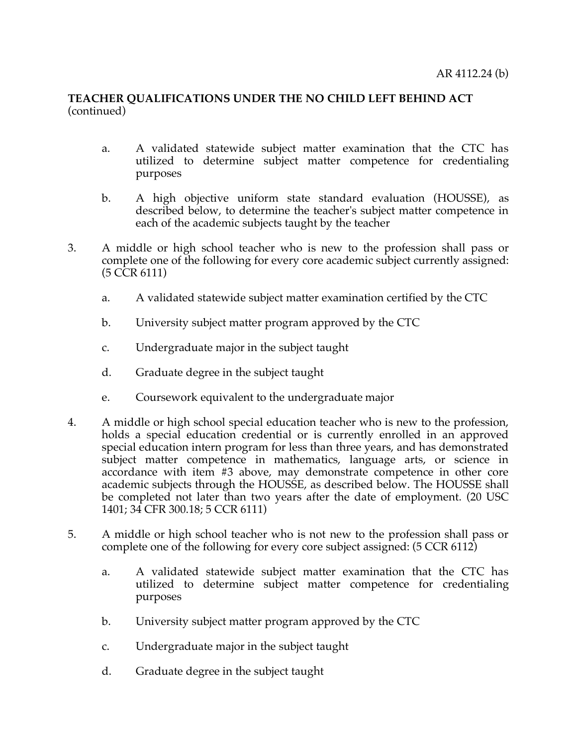**TEACHER QUALIFICATIONS UNDER THE NO CHILD LEFT BEHIND ACT** (continued)

   a. A validated statewide subject matter examination that the CTC has utilized to determine subject matter competence for credentialing purposes

   b. A high objective uniform state standard evaluation (HOUSSE), as described below, to determine the teacher's subject matter competence in each of the academic subjects taught by the teacher

3. A middle or high school teacher who is new to the profession shall pass or complete one of the following for every core academic subject currently assigned: (5 CCR 6111)

   a. A validated statewide subject matter examination certified by the CTC

   b. University subject matter program approved by the CTC

   c. Undergraduate major in the subject taught

   d. Graduate degree in the subject taught

   e. Coursework equivalent to the undergraduate major

4. A middle or high school special education teacher who is new to the profession, holds a special education credential or is currently enrolled in an approved special education intern program for less than three years, and has demonstrated subject matter competence in mathematics, language arts, or science in accordance with item #3 above, may demonstrate competence in other core academic subjects through the HOUSSE, as described below. The HOUSSE shall be completed not later than two years after the date of employment. (20 USC 1401; 34 CFR 300.18; 5 CCR 6111)

5. A middle or high school teacher who is not new to the profession shall pass or complete one of the following for every core subject assigned: (5 CCR 6112)

   a. A validated statewide subject matter examination that the CTC has utilized to determine subject matter competence for credentialing purposes

   b. University subject matter program approved by the CTC

   c. Undergraduate major in the subject taught

   d. Graduate degree in the subject taught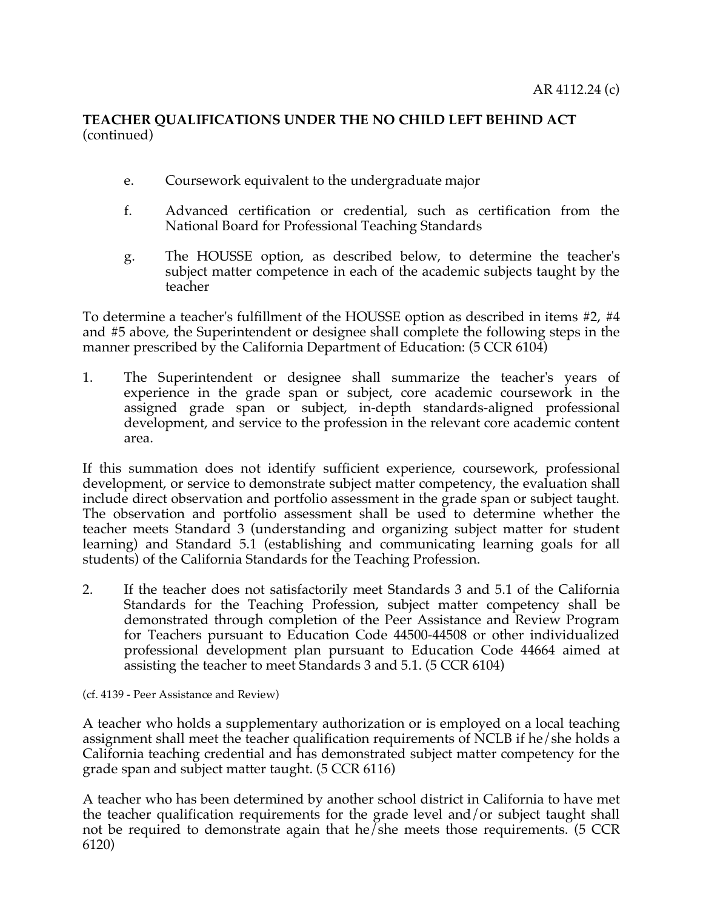**TEACHER QUALIFICATIONS UNDER THE NO CHILD LEFT BEHIND ACT** (continued)

e. Coursework equivalent to the undergraduate major

f. Advanced certification or credential, such as certification from the National Board for Professional Teaching Standards

g. The HOUSSE option, as described below, to determine the teacher's subject matter competence in each of the academic subjects taught by the teacher

To determine a teacher's fulfillment of the HOUSSE option as described in items #2, #4 and #5 above, the Superintendent or designee shall complete the following steps in the manner prescribed by the California Department of Education: (5 CCR 6104)

1. The Superintendent or designee shall summarize the teacher's years of experience in the grade span or subject, core academic coursework in the assigned grade span or subject, in-depth standards-aligned professional development, and service to the profession in the relevant core academic content area.

If this summation does not identify sufficient experience, coursework, professional development, or service to demonstrate subject matter competency, the evaluation shall include direct observation and portfolio assessment in the grade span or subject taught. The observation and portfolio assessment shall be used to determine whether the teacher meets Standard 3 (understanding and organizing subject matter for student learning) and Standard 5.1 (establishing and communicating learning goals for all students) of the California Standards for the Teaching Profession.

2. If the teacher does not satisfactorily meet Standards 3 and 5.1 of the California Standards for the Teaching Profession, subject matter competency shall be demonstrated through completion of the Peer Assistance and Review Program for Teachers pursuant to Education Code 44500-44508 or other individualized professional development plan pursuant to Education Code 44664 aimed at assisting the teacher to meet Standards 3 and 5.1. (5 CCR 6104)

(cf. 4139 - Peer Assistance and Review)

A teacher who holds a supplementary authorization or is employed on a local teaching assignment shall meet the teacher qualification requirements of NCLB if he/she holds a California teaching credential and has demonstrated subject matter competency for the grade span and subject matter taught. (5 CCR 6116)

A teacher who has been determined by another school district in California to have met the teacher qualification requirements for the grade level and/or subject taught shall not be required to demonstrate again that he/she meets those requirements. (5 CCR 6120)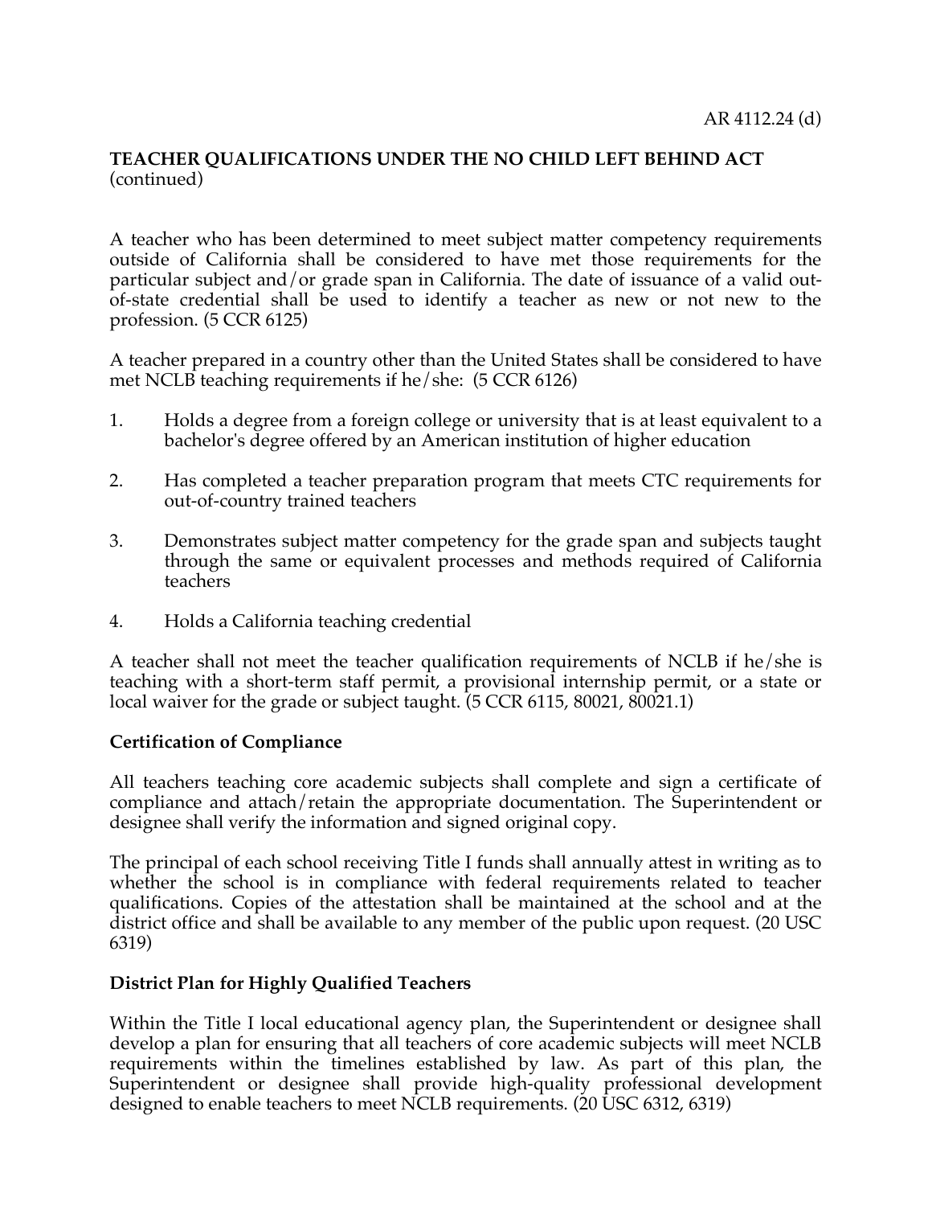**TEACHER QUALIFICATIONS UNDER THE NO CHILD LEFT BEHIND ACT** (continued)

A teacher who has been determined to meet subject matter competency requirements outside of California shall be considered to have met those requirements for the particular subject and/or grade span in California. The date of issuance of a valid out-of-state credential shall be used to identify a teacher as new or not new to the profession. (5 CCR 6125)

A teacher prepared in a country other than the United States shall be considered to have met NCLB teaching requirements if he/she: (5 CCR 6126)

1. Holds a degree from a foreign college or university that is at least equivalent to a bachelor's degree offered by an American institution of higher education
2. Has completed a teacher preparation program that meets CTC requirements for out-of-country trained teachers
3. Demonstrates subject matter competency for the grade span and subjects taught through the same or equivalent processes and methods required of California teachers
4. Holds a California teaching credential

A teacher shall not meet the teacher qualification requirements of NCLB if he/she is teaching with a short-term staff permit, a provisional internship permit, or a state or local waiver for the grade or subject taught. (5 CCR 6115, 80021, 80021.1)

**Certification of Compliance**

All teachers teaching core academic subjects shall complete and sign a certificate of compliance and attach/retain the appropriate documentation. The Superintendent or designee shall verify the information and signed original copy.

The principal of each school receiving Title I funds shall annually attest in writing as to whether the school is in compliance with federal requirements related to teacher qualifications. Copies of the attestation shall be maintained at the school and at the district office and shall be available to any member of the public upon request. (20 USC 6319)

**District Plan for Highly Qualified Teachers**

Within the Title I local educational agency plan, the Superintendent or designee shall develop a plan for ensuring that all teachers of core academic subjects will meet NCLB requirements within the timelines established by law. As part of this plan, the Superintendent or designee shall provide high-quality professional development designed to enable teachers to meet NCLB requirements. (20 USC 6312, 6319)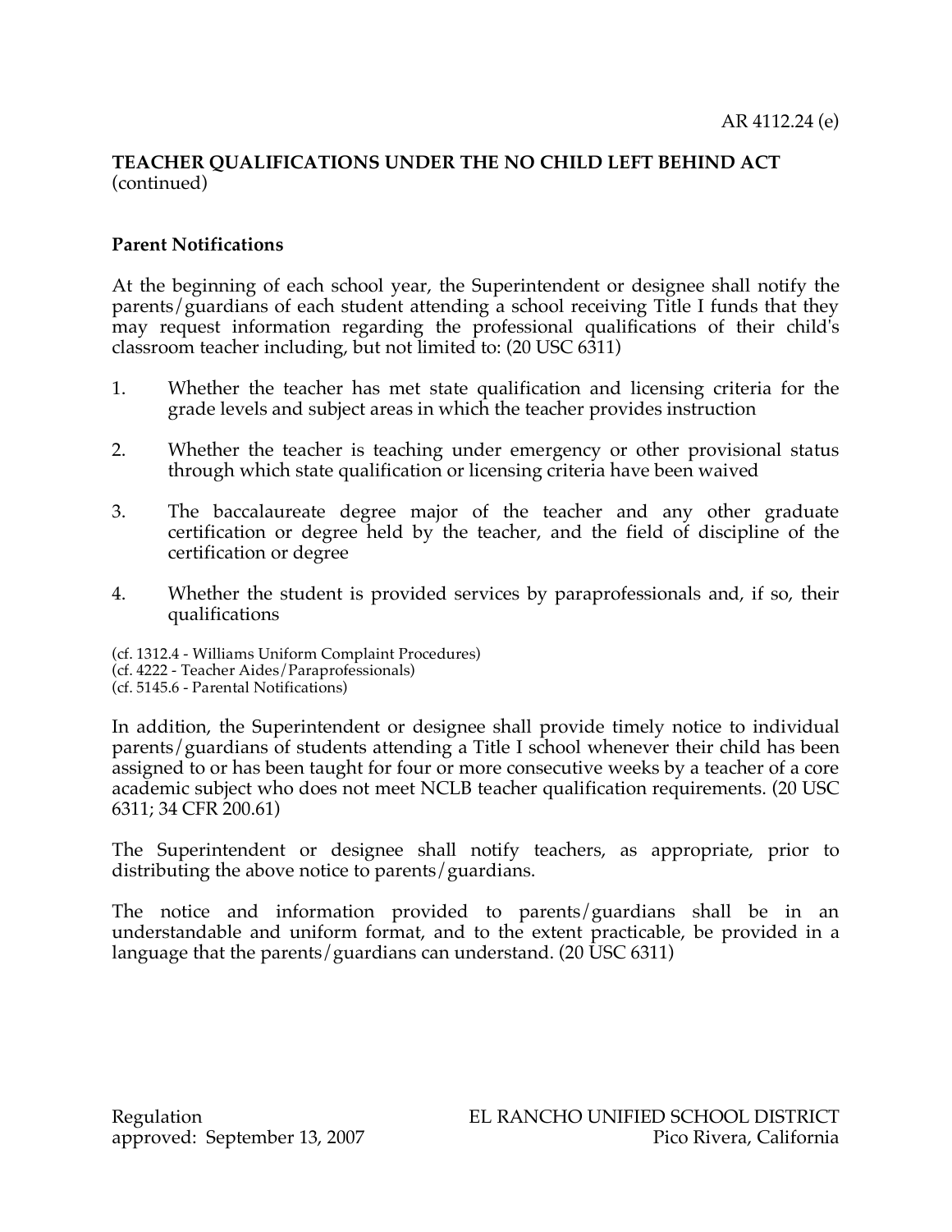**TEACHER QUALIFICATIONS UNDER THE NO CHILD LEFT BEHIND ACT** (continued)

**Parent Notifications**

At the beginning of each school year, the Superintendent or designee shall notify the parents/guardians of each student attending a school receiving Title I funds that they may request information regarding the professional qualifications of their child's classroom teacher including, but not limited to: (20 USC 6311)

1. Whether the teacher has met state qualification and licensing criteria for the grade levels and subject areas in which the teacher provides instruction

2. Whether the teacher is teaching under emergency or other provisional status through which state qualification or licensing criteria have been waived

3. The baccalaureate degree major of the teacher and any other graduate certification or degree held by the teacher, and the field of discipline of the certification or degree

4. Whether the student is provided services by paraprofessionals and, if so, their qualifications

(cf. 1312.4 - Williams Uniform Complaint Procedures)
(cf. 4222 - Teacher Aides/Paraprofessionals)
(cf. 5145.6 - Parental Notifications)

In addition, the Superintendent or designee shall provide timely notice to individual parents/guardians of students attending a Title I school whenever their child has been assigned to or has been taught for four or more consecutive weeks by a teacher of a core academic subject who does not meet NCLB teacher qualification requirements. (20 USC 6311; 34 CFR 200.61)

The Superintendent or designee shall notify teachers, as appropriate, prior to distributing the above notice to parents/guardians.

The notice and information provided to parents/guardians shall be in an understandable and uniform format, and to the extent practicable, be provided in a language that the parents/guardians can understand. (20 USC 6311)

Regulation
approved: September 13, 2007

EL RANCHO UNIFIED SCHOOL DISTRICT
Pico Rivera, California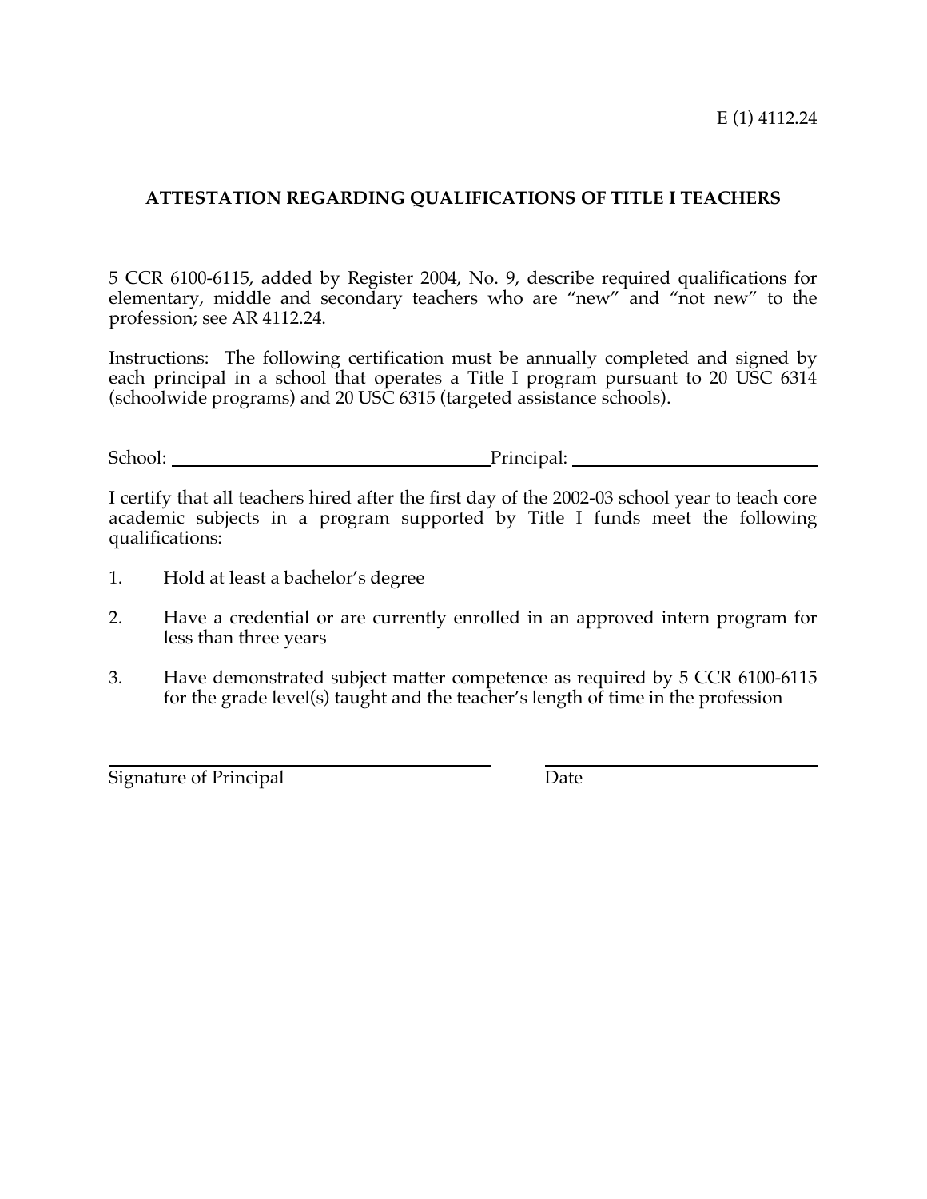E (1) 4112.24

## ATTESTATION REGARDING QUALIFICATIONS OF TITLE I TEACHERS

5 CCR 6100-6115, added by Register 2004, No. 9, describe required qualifications for elementary, middle and secondary teachers who are "new" and "not new" to the profession; see AR 4112.24.

Instructions: The following certification must be annually completed and signed by each principal in a school that operates a Title I program pursuant to 20 USC 6314 (schoolwide programs) and 20 USC 6315 (targeted assistance schools).

School: ________________________________ Principal: ________________________

I certify that all teachers hired after the first day of the 2002-03 school year to teach core academic subjects in a program supported by Title I funds meet the following qualifications:

1. Hold at least a bachelor's degree
2. Have a credential or are currently enrolled in an approved intern program for less than three years
3. Have demonstrated subject matter competence as required by 5 CCR 6100-6115 for the grade level(s) taught and the teacher's length of time in the profession

________________________________ ________________________

Signature of Principal Date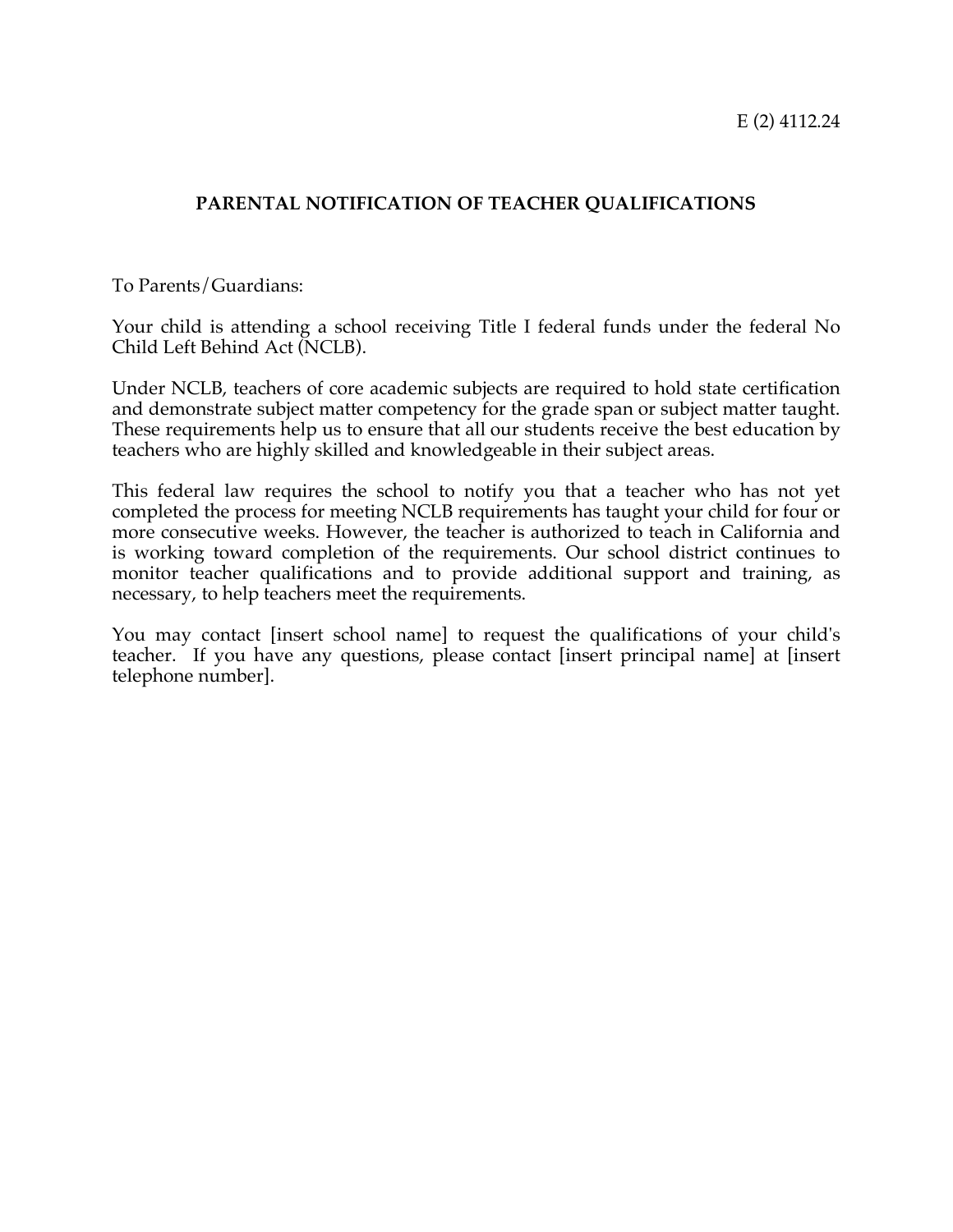E (2) 4112.24

## PARENTAL NOTIFICATION OF TEACHER QUALIFICATIONS

To Parents/Guardians:

Your child is attending a school receiving Title I federal funds under the federal No Child Left Behind Act (NCLB).

Under NCLB, teachers of core academic subjects are required to hold state certification and demonstrate subject matter competency for the grade span or subject matter taught. These requirements help us to ensure that all our students receive the best education by teachers who are highly skilled and knowledgeable in their subject areas.

This federal law requires the school to notify you that a teacher who has not yet completed the process for meeting NCLB requirements has taught your child for four or more consecutive weeks. However, the teacher is authorized to teach in California and is working toward completion of the requirements. Our school district continues to monitor teacher qualifications and to provide additional support and training, as necessary, to help teachers meet the requirements.

You may contact [insert school name] to request the qualifications of your child's teacher. If you have any questions, please contact [insert principal name] at [insert telephone number].